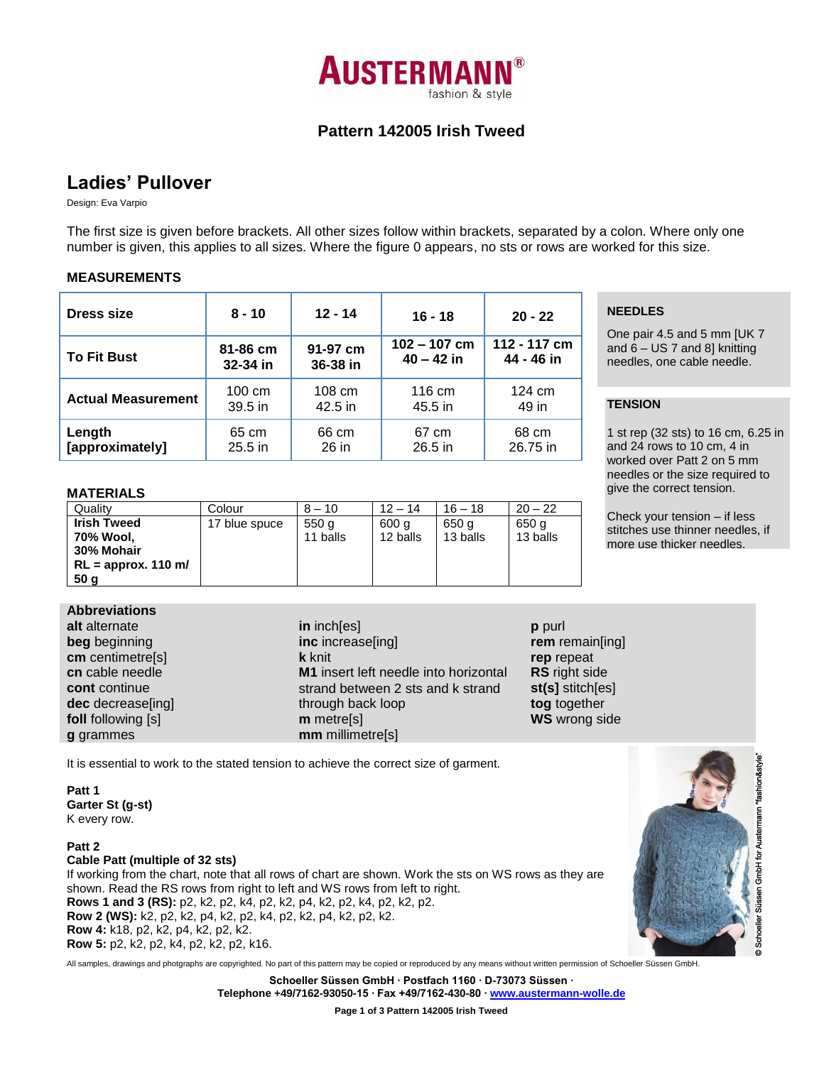AUSTERMANN®
fashion & style

## Pattern 142005 Irish Tweed

# Ladies' Pullover

Design: Eva Varpio

The first size is given before brackets. All other sizes follow within brackets, separated by a colon. Where only one number is given, this applies to all sizes. Where the figure 0 appears, no sts or rows are worked for this size.

### MEASUREMENTS

| Dress size | 8 - 10 | 12 - 14 | 16 - 18 | 20 - 22 |
|---|---|---|---|---|
| To Fit Bust | 81-86 cm 32-34 in | 91-97 cm 36-38 in | 102 – 107 cm 40 – 42 in | 112 - 117 cm 44 - 46 in |
| Actual Measurement | 100 cm 39.5 in | 108 cm 42.5 in | 116 cm 45.5 in | 124 cm 49 in |
| Length [approximately] | 65 cm 25.5 in | 66 cm 26 in | 67 cm 26.5 in | 68 cm 26.75 in |

### NEEDLES

One pair 4.5 and 5 mm [UK 7 and 6 – US 7 and 8] knitting needles, one cable needle.

### TENSION

1 st rep (32 sts) to 16 cm, 6.25 in and 24 rows to 10 cm, 4 in worked over Patt 2 on 5 mm needles or the size required to give the correct tension.

Check your tension – if less stitches use thinner needles, if more use thicker needles.

### MATERIALS

| Quality | Colour | 8 – 10 | 12 – 14 | 16 – 18 | 20 – 22 |
|---|---|---|---|---|---|
| **Irish Tweed 70% Wool, 30% Mohair RL = approx. 110 m/ 50 g** | 17 blue spuce | 550 g 11 balls | 600 g 12 balls | 650 g 13 balls | 650 g 13 balls |

### Abbreviations

**alt** alternate
**beg** beginning
**cm** centimetre[s]
**cn** cable needle
**cont** continue
**dec** decrease[ing]
**foll** following [s]
**g** grammes
**in** inch[es]
**inc** increase[ing]
**k** knit
**M1** insert left needle into horizontal strand between 2 sts and k strand through back loop
**m** metre[s]
**mm** millimetre[s]
**p** purl
**rem** remain[ing]
**rep** repeat
**RS** right side
**st(s]** stitch[es]
**tog** together
**WS** wrong side

It is essential to work to the stated tension to achieve the correct size of garment.

**Patt 1**
**Garter St (g-st)**
K every row.

**Patt 2**
**Cable Patt (multiple of 32 sts)**
If working from the chart, note that all rows of chart are shown. Work the sts on WS rows as they are shown. Read the RS rows from right to left and WS rows from left to right.
**Rows 1 and 3 (RS):** p2, k2, p2, k4, p2, k2, p4, k2, p2, k4, p2, k2, p2.
**Row 2 (WS):** k2, p2, k2, p4, k2, p2, k4, p2, k2, p4, k2, p2, k2.
**Row 4:** k18, p2, k2, p4, k2, p2, k2.
**Row 5:** p2, k2, p2, k4, p2, k2, p2, k16.

All samples, drawings and photgraphs are copyrighted. No part of this pattern may be copied or reproduced by any means without written permission of Schoeller Süssen GmbH.

**Schoeller Süssen GmbH · Postfach 1160 · D-73073 Süssen ·**
**Telephone +49/7162-93050-15 · Fax +49/7162-430-80 · www.austermann-wolle.de**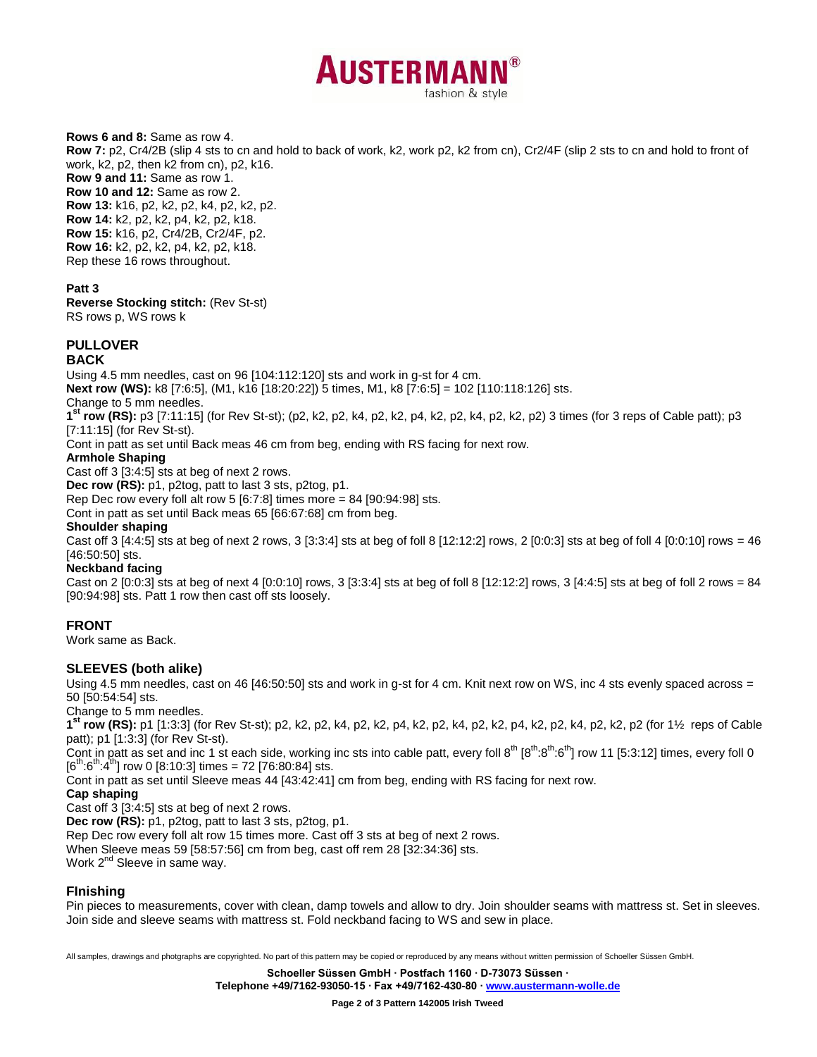**Rows 6 and 8:** Same as row 4.
**Row 7:** p2, Cr4/2B (slip 4 sts to cn and hold to back of work, k2, work p2, k2 from cn), Cr2/4F (slip 2 sts to cn and hold to front of work, k2, p2, then k2 from cn), p2, k16.
**Row 9 and 11:** Same as row 1.
**Row 10 and 12:** Same as row 2.
**Row 13:** k16, p2, k2, p2, k4, p2, k2, p2.
**Row 14:** k2, p2, k2, p4, k2, p2, k18.
**Row 15:** k16, p2, Cr4/2B, Cr2/4F, p2.
**Row 16:** k2, p2, k2, p4, k2, p2, k18.
Rep these 16 rows throughout.

**Patt 3**
**Reverse Stocking stitch:** (Rev St-st)
RS rows p, WS rows k

## PULLOVER

### BACK

Using 4.5 mm needles, cast on 96 [104:112:120] sts and work in g-st for 4 cm.
**Next row (WS):** k8 [7:6:5], (M1, k16 [18:20:22]) 5 times, M1, k8 [7:6:5] = 102 [110:118:126] sts.
Change to 5 mm needles.
**1st row (RS):** p3 [7:11:15] (for Rev St-st); (p2, k2, p2, k4, p2, k2, p4, k2, p2, k4, p2, k2, p2) 3 times (for 3 reps of Cable patt); p3 [7:11:15] (for Rev St-st).
Cont in patt as set until Back meas 46 cm from beg, ending with RS facing for next row.

**Armhole Shaping**
Cast off 3 [3:4:5] sts at beg of next 2 rows.
**Dec row (RS):** p1, p2tog, patt to last 3 sts, p2tog, p1.
Rep Dec row every foll alt row 5 [6:7:8] times more = 84 [90:94:98] sts.
Cont in patt as set until Back meas 65 [66:67:68] cm from beg.

**Shoulder shaping**
Cast off 3 [4:4:5] sts at beg of next 2 rows, 3 [3:3:4] sts at beg of foll 8 [12:12:2] rows, 2 [0:0:3] sts at beg of foll 4 [0:0:10] rows = 46 [46:50:50] sts.

**Neckband facing**
Cast on 2 [0:0:3] sts at beg of next 4 [0:0:10] rows, 3 [3:3:4] sts at beg of foll 8 [12:12:2] rows, 3 [4:4:5] sts at beg of foll 2 rows = 84 [90:94:98] sts. Patt 1 row then cast off sts loosely.

### FRONT

Work same as Back.

### SLEEVES (both alike)

Using 4.5 mm needles, cast on 46 [46:50:50] sts and work in g-st for 4 cm. Knit next row on WS, inc 4 sts evenly spaced across = 50 [50:54:54] sts.
Change to 5 mm needles.
**1st row (RS):** p1 [1:3:3] (for Rev St-st); p2, k2, p2, k4, p2, k2, p4, k2, p2, k4, p2, k2, p4, k2, p2, k4, p2, k2, p2 (for 1½ reps of Cable patt); p1 [1:3:3] (for Rev St-st).
Cont in patt as set and inc 1 st each side, working inc sts into cable patt, every foll 8th [8th:8th:6th] row 11 [5:3:12] times, every foll 0 [6th:6th:4th] row 0 [8:10:3] times = 72 [76:80:84] sts.
Cont in patt as set until Sleeve meas 44 [43:42:41] cm from beg, ending with RS facing for next row.

**Cap shaping**
Cast off 3 [3:4:5] sts at beg of next 2 rows.
**Dec row (RS):** p1, p2tog, patt to last 3 sts, p2tog, p1.
Rep Dec row every foll alt row 15 times more. Cast off 3 sts at beg of next 2 rows.
When Sleeve meas 59 [58:57:56] cm from beg, cast off rem 28 [32:34:36] sts.
Work 2nd Sleeve in same way.

### FInishing

Pin pieces to measurements, cover with clean, damp towels and allow to dry. Join shoulder seams with mattress st. Set in sleeves. Join side and sleeve seams with mattress st. Fold neckband facing to WS and sew in place.

All samples, drawings and photgraphs are copyrighted. No part of this pattern may be copied or reproduced by any means without written permission of Schoeller Süssen GmbH.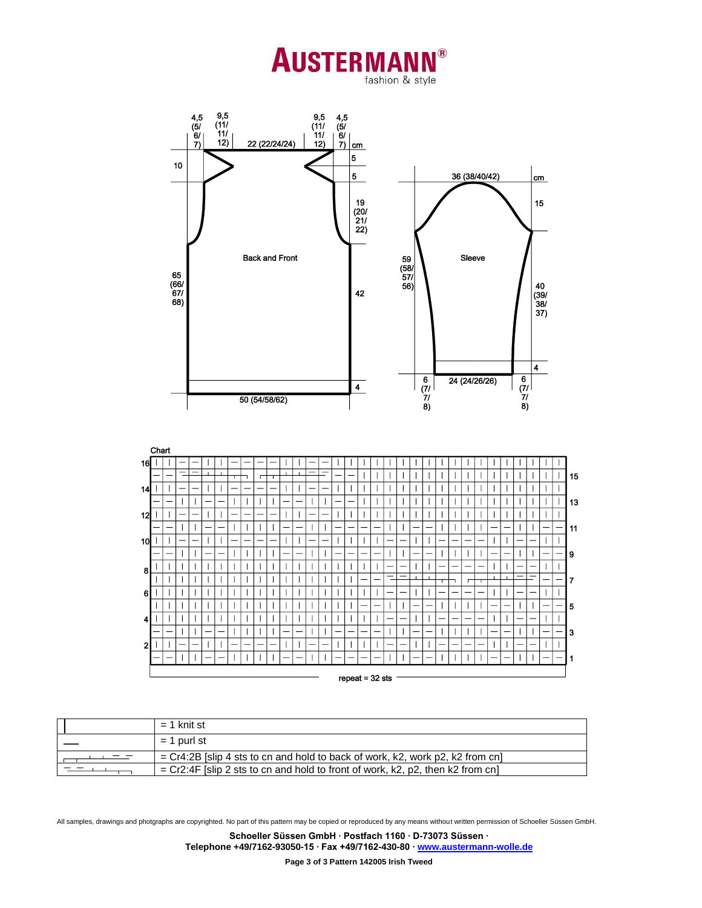AUSTERMANN®
fashion & style

4,5 (5/ 6/ 7)
9,5 (11/ 11/ 12)
22 (22/24/24)
9,5 (11/ 11/ 12)
4,5 (5/ 6/ 7)
cm
10
5
5
19 (20/ 21/ 22)
Back and Front
65 (66/ 67/ 68)
42
4
50 (54/58/62)

36 (38/40/42)
cm
15
59 (58/ 57/ 56)
Sleeve
40 (39/ 38/ 37)
4
6 (7/ 7/ 8)
24 (24/26/26)
6 (7/ 7/ 8)

Chart

1 2 3 4 5 6 7 8 9 10 11 12 13 14 15 16

repeat = 32 sts

| | |
|---|---|
| \| | = 1 knit st |
| — | = 1 purl st |
| (cable symbol) | = Cr4:2B [slip 4 sts to cn and hold to back of work, k2, work p2, k2 from cn] |
| (cable symbol) | = Cr2:4F [slip 2 sts to cn and hold to front of work, k2, p2, then k2 from cn] |

All samples, drawings and photgraphs are copyrighted. No part of this pattern may be copied or reproduced by any means without written permission of Schoeller Süssen GmbH.

**Schoeller Süssen GmbH · Postfach 1160 · D-73073 Süssen ·**
**Telephone +49/7162-93050-15 · Fax +49/7162-430-80 · www.austermann-wolle.de**

**Page 3 of 3 Pattern 142005 Irish Tweed**